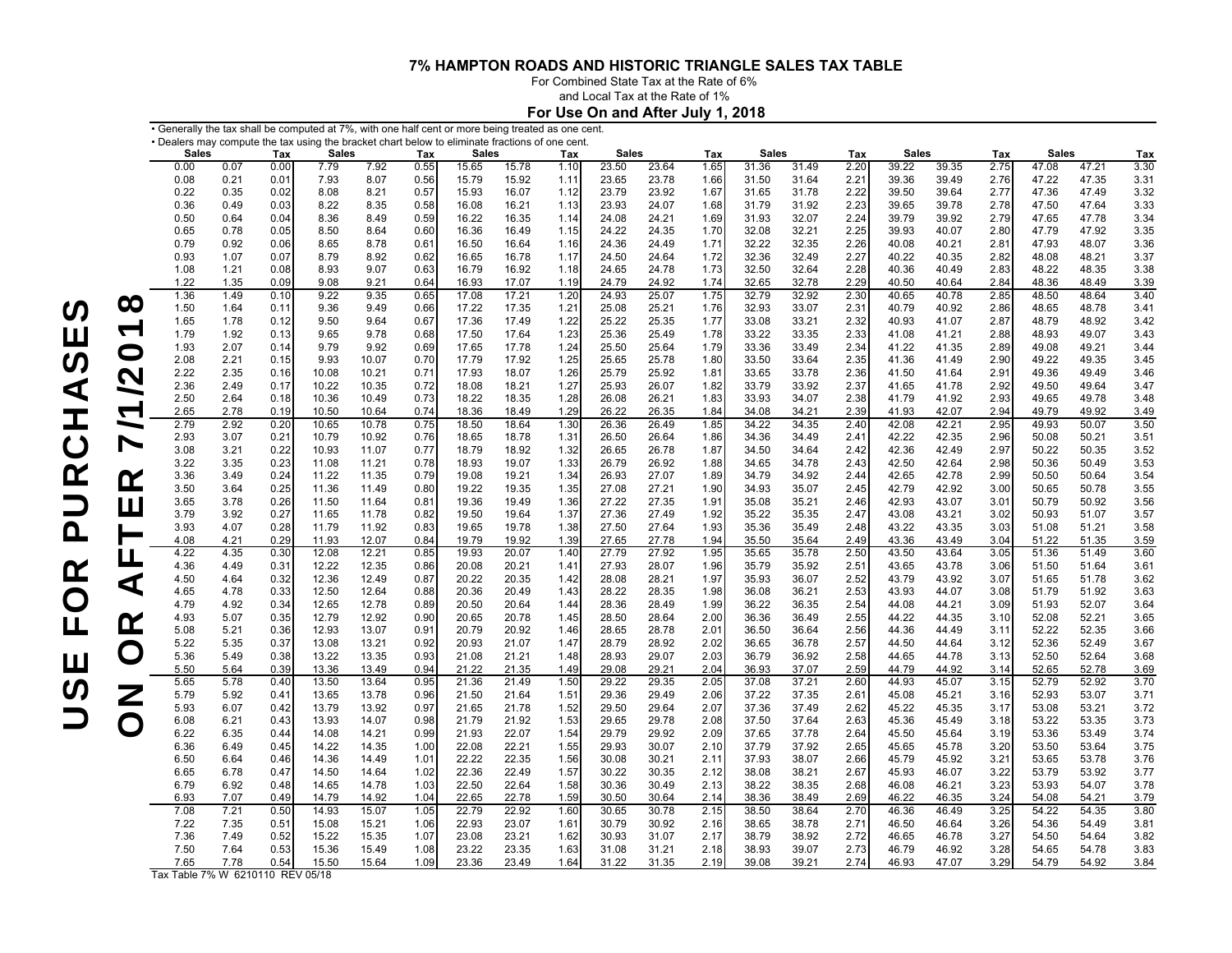# 7% HAMPTON ROADS AND HISTORIC TRIANGLE SALES TAX TABLE

For Combined State Tax at the Rate of 6%

and Local Tax at the Rate of 1%

## For Use On and After July 1, 2018

- Generally the tax shall be computed at 7%, with one half cent or more being treated as one cent.
- Dealers may compute the tax using the bracket chart below to eliminate fractions of one cent.

**USE FOR PURCHASES ON OR AFTER 7/1/2018**

| Sales | | Tax | Sales | | Tax | Sales | | Tax | Sales | | Tax | Sales | | Tax | Sales | | Tax | Sales | | Tax |
|---|---|---|---|---|---|---|---|---|---|---|---|---|---|---|---|---|---|---|---|---|
| 0.00 | 0.07 | 0.00 | 7.79 | 7.92 | 0.55 | 15.65 | 15.78 | 1.10 | 23.50 | 23.64 | 1.65 | 31.36 | 31.49 | 2.20 | 39.22 | 39.35 | 2.75 | 47.08 | 47.21 | 3.30 |
| 0.08 | 0.21 | 0.01 | 7.93 | 8.07 | 0.56 | 15.79 | 15.92 | 1.11 | 23.65 | 23.78 | 1.66 | 31.50 | 31.64 | 2.21 | 39.36 | 39.49 | 2.76 | 47.22 | 47.35 | 3.31 |
| 0.22 | 0.35 | 0.02 | 8.08 | 8.21 | 0.57 | 15.93 | 16.07 | 1.12 | 23.79 | 23.92 | 1.67 | 31.65 | 31.78 | 2.22 | 39.50 | 39.64 | 2.77 | 47.36 | 47.49 | 3.32 |
| 0.36 | 0.49 | 0.03 | 8.22 | 8.35 | 0.58 | 16.08 | 16.21 | 1.13 | 23.93 | 24.07 | 1.68 | 31.79 | 31.92 | 2.23 | 39.65 | 39.78 | 2.78 | 47.50 | 47.64 | 3.33 |
| 0.50 | 0.64 | 0.04 | 8.36 | 8.49 | 0.59 | 16.22 | 16.35 | 1.14 | 24.08 | 24.21 | 1.69 | 31.93 | 32.07 | 2.24 | 39.79 | 39.92 | 2.79 | 47.65 | 47.78 | 3.34 |
| 0.65 | 0.78 | 0.05 | 8.50 | 8.64 | 0.60 | 16.36 | 16.49 | 1.15 | 24.22 | 24.35 | 1.70 | 32.08 | 32.21 | 2.25 | 39.93 | 40.07 | 2.80 | 47.79 | 47.92 | 3.35 |
| 0.79 | 0.92 | 0.06 | 8.65 | 8.78 | 0.61 | 16.50 | 16.64 | 1.16 | 24.36 | 24.49 | 1.71 | 32.22 | 32.35 | 2.26 | 40.08 | 40.21 | 2.81 | 47.93 | 48.07 | 3.36 |
| 0.93 | 1.07 | 0.07 | 8.79 | 8.92 | 0.62 | 16.65 | 16.78 | 1.17 | 24.50 | 24.64 | 1.72 | 32.36 | 32.49 | 2.27 | 40.22 | 40.35 | 2.82 | 48.08 | 48.21 | 3.37 |
| 1.08 | 1.21 | 0.08 | 8.93 | 9.07 | 0.63 | 16.79 | 16.92 | 1.18 | 24.65 | 24.78 | 1.73 | 32.50 | 32.64 | 2.28 | 40.36 | 40.49 | 2.83 | 48.22 | 48.35 | 3.38 |
| 1.22 | 1.35 | 0.09 | 9.08 | 9.21 | 0.64 | 16.93 | 17.07 | 1.19 | 24.79 | 24.92 | 1.74 | 32.65 | 32.78 | 2.29 | 40.50 | 40.64 | 2.84 | 48.36 | 48.49 | 3.39 |
| 1.36 | 1.49 | 0.10 | 9.22 | 9.35 | 0.65 | 17.08 | 17.21 | 1.20 | 24.93 | 25.07 | 1.75 | 32.79 | 32.92 | 2.30 | 40.65 | 40.78 | 2.85 | 48.50 | 48.64 | 3.40 |
| 1.50 | 1.64 | 0.11 | 9.36 | 9.49 | 0.66 | 17.22 | 17.35 | 1.21 | 25.08 | 25.21 | 1.76 | 32.93 | 33.07 | 2.31 | 40.79 | 40.92 | 2.86 | 48.65 | 48.78 | 3.41 |
| 1.65 | 1.78 | 0.12 | 9.50 | 9.64 | 0.67 | 17.36 | 17.49 | 1.22 | 25.22 | 25.35 | 1.77 | 33.08 | 33.21 | 2.32 | 40.93 | 41.07 | 2.87 | 48.79 | 48.92 | 3.42 |
| 1.79 | 1.92 | 0.13 | 9.65 | 9.78 | 0.68 | 17.50 | 17.64 | 1.23 | 25.36 | 25.49 | 1.78 | 33.22 | 33.35 | 2.33 | 41.08 | 41.21 | 2.88 | 48.93 | 49.07 | 3.43 |
| 1.93 | 2.07 | 0.14 | 9.79 | 9.92 | 0.69 | 17.65 | 17.78 | 1.24 | 25.50 | 25.64 | 1.79 | 33.36 | 33.49 | 2.34 | 41.22 | 41.35 | 2.89 | 49.08 | 49.21 | 3.44 |
| 2.08 | 2.21 | 0.15 | 9.93 | 10.07 | 0.70 | 17.79 | 17.92 | 1.25 | 25.65 | 25.78 | 1.80 | 33.50 | 33.64 | 2.35 | 41.36 | 41.49 | 2.90 | 49.22 | 49.35 | 3.45 |
| 2.22 | 2.35 | 0.16 | 10.08 | 10.21 | 0.71 | 17.93 | 18.07 | 1.26 | 25.79 | 25.92 | 1.81 | 33.65 | 33.78 | 2.36 | 41.50 | 41.64 | 2.91 | 49.36 | 49.49 | 3.46 |
| 2.36 | 2.49 | 0.17 | 10.22 | 10.35 | 0.72 | 18.08 | 18.21 | 1.27 | 25.93 | 26.07 | 1.82 | 33.79 | 33.92 | 2.37 | 41.65 | 41.78 | 2.92 | 49.50 | 49.64 | 3.47 |
| 2.50 | 2.64 | 0.18 | 10.36 | 10.49 | 0.73 | 18.22 | 18.35 | 1.28 | 26.08 | 26.21 | 1.83 | 33.93 | 34.07 | 2.38 | 41.79 | 41.92 | 2.93 | 49.65 | 49.78 | 3.48 |
| 2.65 | 2.78 | 0.19 | 10.50 | 10.64 | 0.74 | 18.36 | 18.49 | 1.29 | 26.22 | 26.35 | 1.84 | 34.08 | 34.21 | 2.39 | 41.93 | 42.07 | 2.94 | 49.79 | 49.92 | 3.49 |
| 2.79 | 2.92 | 0.20 | 10.65 | 10.78 | 0.75 | 18.50 | 18.64 | 1.30 | 26.36 | 26.49 | 1.85 | 34.22 | 34.35 | 2.40 | 42.08 | 42.21 | 2.95 | 49.93 | 50.07 | 3.50 |
| 2.93 | 3.07 | 0.21 | 10.79 | 10.92 | 0.76 | 18.65 | 18.78 | 1.31 | 26.50 | 26.64 | 1.86 | 34.36 | 34.49 | 2.41 | 42.22 | 42.35 | 2.96 | 50.08 | 50.21 | 3.51 |
| 3.08 | 3.21 | 0.22 | 10.93 | 11.07 | 0.77 | 18.79 | 18.92 | 1.32 | 26.65 | 26.78 | 1.87 | 34.50 | 34.64 | 2.42 | 42.36 | 42.49 | 2.97 | 50.22 | 50.35 | 3.52 |
| 3.22 | 3.35 | 0.23 | 11.08 | 11.21 | 0.78 | 18.93 | 19.07 | 1.33 | 26.79 | 26.92 | 1.88 | 34.65 | 34.78 | 2.43 | 42.50 | 42.64 | 2.98 | 50.36 | 50.49 | 3.53 |
| 3.36 | 3.49 | 0.24 | 11.22 | 11.35 | 0.79 | 19.08 | 19.21 | 1.34 | 26.93 | 27.07 | 1.89 | 34.79 | 34.92 | 2.44 | 42.65 | 42.78 | 2.99 | 50.50 | 50.64 | 3.54 |
| 3.50 | 3.64 | 0.25 | 11.36 | 11.49 | 0.80 | 19.22 | 19.35 | 1.35 | 27.08 | 27.21 | 1.90 | 34.93 | 35.07 | 2.45 | 42.79 | 42.92 | 3.00 | 50.65 | 50.78 | 3.55 |
| 3.65 | 3.78 | 0.26 | 11.50 | 11.64 | 0.81 | 19.36 | 19.49 | 1.36 | 27.22 | 27.35 | 1.91 | 35.08 | 35.21 | 2.46 | 42.93 | 43.07 | 3.01 | 50.79 | 50.92 | 3.56 |
| 3.79 | 3.92 | 0.27 | 11.65 | 11.78 | 0.82 | 19.50 | 19.64 | 1.37 | 27.36 | 27.49 | 1.92 | 35.22 | 35.35 | 2.47 | 43.08 | 43.21 | 3.02 | 50.93 | 51.07 | 3.57 |
| 3.93 | 4.07 | 0.28 | 11.79 | 11.92 | 0.83 | 19.65 | 19.78 | 1.38 | 27.50 | 27.64 | 1.93 | 35.36 | 35.49 | 2.48 | 43.22 | 43.35 | 3.03 | 51.08 | 51.21 | 3.58 |
| 4.08 | 4.21 | 0.29 | 11.93 | 12.07 | 0.84 | 19.79 | 19.92 | 1.39 | 27.65 | 27.78 | 1.94 | 35.50 | 35.64 | 2.49 | 43.36 | 43.49 | 3.04 | 51.22 | 51.35 | 3.59 |
| 4.22 | 4.35 | 0.30 | 12.08 | 12.21 | 0.85 | 19.93 | 20.07 | 1.40 | 27.79 | 27.92 | 1.95 | 35.65 | 35.78 | 2.50 | 43.50 | 43.64 | 3.05 | 51.36 | 51.49 | 3.60 |
| 4.36 | 4.49 | 0.31 | 12.22 | 12.35 | 0.86 | 20.08 | 20.21 | 1.41 | 27.93 | 28.07 | 1.96 | 35.79 | 35.92 | 2.51 | 43.65 | 43.78 | 3.06 | 51.50 | 51.64 | 3.61 |
| 4.50 | 4.64 | 0.32 | 12.36 | 12.49 | 0.87 | 20.22 | 20.35 | 1.42 | 28.08 | 28.21 | 1.97 | 35.93 | 36.07 | 2.52 | 43.79 | 43.92 | 3.07 | 51.65 | 51.78 | 3.62 |
| 4.65 | 4.78 | 0.33 | 12.50 | 12.64 | 0.88 | 20.36 | 20.49 | 1.43 | 28.22 | 28.35 | 1.98 | 36.08 | 36.21 | 2.53 | 43.93 | 44.07 | 3.08 | 51.79 | 51.92 | 3.63 |
| 4.79 | 4.92 | 0.34 | 12.65 | 12.78 | 0.89 | 20.50 | 20.64 | 1.44 | 28.36 | 28.49 | 1.99 | 36.22 | 36.35 | 2.54 | 44.08 | 44.21 | 3.09 | 51.93 | 52.07 | 3.64 |
| 4.93 | 5.07 | 0.35 | 12.79 | 12.92 | 0.90 | 20.65 | 20.78 | 1.45 | 28.50 | 28.64 | 2.00 | 36.36 | 36.49 | 2.55 | 44.22 | 44.35 | 3.10 | 52.08 | 52.21 | 3.65 |
| 5.08 | 5.21 | 0.36 | 12.93 | 13.07 | 0.91 | 20.79 | 20.92 | 1.46 | 28.65 | 28.78 | 2.01 | 36.50 | 36.64 | 2.56 | 44.36 | 44.49 | 3.11 | 52.22 | 52.35 | 3.66 |
| 5.22 | 5.35 | 0.37 | 13.08 | 13.21 | 0.92 | 20.93 | 21.07 | 1.47 | 28.79 | 28.92 | 2.02 | 36.65 | 36.78 | 2.57 | 44.50 | 44.64 | 3.12 | 52.36 | 52.49 | 3.67 |
| 5.36 | 5.49 | 0.38 | 13.22 | 13.35 | 0.93 | 21.08 | 21.21 | 1.48 | 28.93 | 29.07 | 2.03 | 36.79 | 36.92 | 2.58 | 44.65 | 44.78 | 3.13 | 52.50 | 52.64 | 3.68 |
| 5.50 | 5.64 | 0.39 | 13.36 | 13.49 | 0.94 | 21.22 | 21.35 | 1.49 | 29.08 | 29.21 | 2.04 | 36.93 | 37.07 | 2.59 | 44.79 | 44.92 | 3.14 | 52.65 | 52.78 | 3.69 |
| 5.65 | 5.78 | 0.40 | 13.50 | 13.64 | 0.95 | 21.36 | 21.49 | 1.50 | 29.22 | 29.35 | 2.05 | 37.08 | 37.21 | 2.60 | 44.93 | 45.07 | 3.15 | 52.79 | 52.92 | 3.70 |
| 5.79 | 5.92 | 0.41 | 13.65 | 13.78 | 0.96 | 21.50 | 21.64 | 1.51 | 29.36 | 29.49 | 2.06 | 37.22 | 37.35 | 2.61 | 45.08 | 45.21 | 3.16 | 52.93 | 53.07 | 3.71 |
| 5.93 | 6.07 | 0.42 | 13.79 | 13.92 | 0.97 | 21.65 | 21.78 | 1.52 | 29.50 | 29.64 | 2.07 | 37.36 | 37.49 | 2.62 | 45.22 | 45.35 | 3.17 | 53.08 | 53.21 | 3.72 |
| 6.08 | 6.21 | 0.43 | 13.93 | 14.07 | 0.98 | 21.79 | 21.92 | 1.53 | 29.65 | 29.78 | 2.08 | 37.50 | 37.64 | 2.63 | 45.36 | 45.49 | 3.18 | 53.22 | 53.35 | 3.73 |
| 6.22 | 6.35 | 0.44 | 14.08 | 14.21 | 0.99 | 21.93 | 22.07 | 1.54 | 29.79 | 29.92 | 2.09 | 37.65 | 37.78 | 2.64 | 45.50 | 45.64 | 3.19 | 53.36 | 53.49 | 3.74 |
| 6.36 | 6.49 | 0.45 | 14.22 | 14.35 | 1.00 | 22.08 | 22.21 | 1.55 | 29.93 | 30.07 | 2.10 | 37.79 | 37.92 | 2.65 | 45.65 | 45.78 | 3.20 | 53.50 | 53.64 | 3.75 |
| 6.50 | 6.64 | 0.46 | 14.36 | 14.49 | 1.01 | 22.22 | 22.35 | 1.56 | 30.08 | 30.21 | 2.11 | 37.93 | 38.07 | 2.66 | 45.79 | 45.92 | 3.21 | 53.65 | 53.78 | 3.76 |
| 6.65 | 6.78 | 0.47 | 14.50 | 14.64 | 1.02 | 22.36 | 22.49 | 1.57 | 30.22 | 30.35 | 2.12 | 38.08 | 38.21 | 2.67 | 45.93 | 46.07 | 3.22 | 53.79 | 53.92 | 3.77 |
| 6.79 | 6.92 | 0.48 | 14.65 | 14.78 | 1.03 | 22.50 | 22.64 | 1.58 | 30.36 | 30.49 | 2.13 | 38.22 | 38.35 | 2.68 | 46.08 | 46.21 | 3.23 | 53.93 | 54.07 | 3.78 |
| 6.93 | 7.07 | 0.49 | 14.79 | 14.92 | 1.04 | 22.65 | 22.78 | 1.59 | 30.50 | 30.64 | 2.14 | 38.36 | 38.49 | 2.69 | 46.22 | 46.35 | 3.24 | 54.08 | 54.21 | 3.79 |
| 7.08 | 7.21 | 0.50 | 14.93 | 15.07 | 1.05 | 22.79 | 22.92 | 1.60 | 30.65 | 30.78 | 2.15 | 38.50 | 38.64 | 2.70 | 46.36 | 46.49 | 3.25 | 54.22 | 54.35 | 3.80 |
| 7.22 | 7.35 | 0.51 | 15.08 | 15.21 | 1.06 | 22.93 | 23.07 | 1.61 | 30.79 | 30.92 | 2.16 | 38.65 | 38.78 | 2.71 | 46.50 | 46.64 | 3.26 | 54.36 | 54.49 | 3.81 |
| 7.36 | 7.49 | 0.52 | 15.22 | 15.35 | 1.07 | 23.08 | 23.21 | 1.62 | 30.93 | 31.07 | 2.17 | 38.79 | 38.92 | 2.72 | 46.65 | 46.78 | 3.27 | 54.50 | 54.64 | 3.82 |
| 7.50 | 7.64 | 0.53 | 15.36 | 15.49 | 1.08 | 23.22 | 23.35 | 1.63 | 31.08 | 31.21 | 2.18 | 38.93 | 39.07 | 2.73 | 46.79 | 46.92 | 3.28 | 54.65 | 54.78 | 3.83 |
| 7.65 | 7.78 | 0.54 | 15.50 | 15.64 | 1.09 | 23.36 | 23.49 | 1.64 | 31.22 | 31.35 | 2.19 | 39.08 | 39.21 | 2.74 | 46.93 | 47.07 | 3.29 | 54.79 | 54.92 | 3.84 |

Tax Table 7% W 6210110 REV 05/18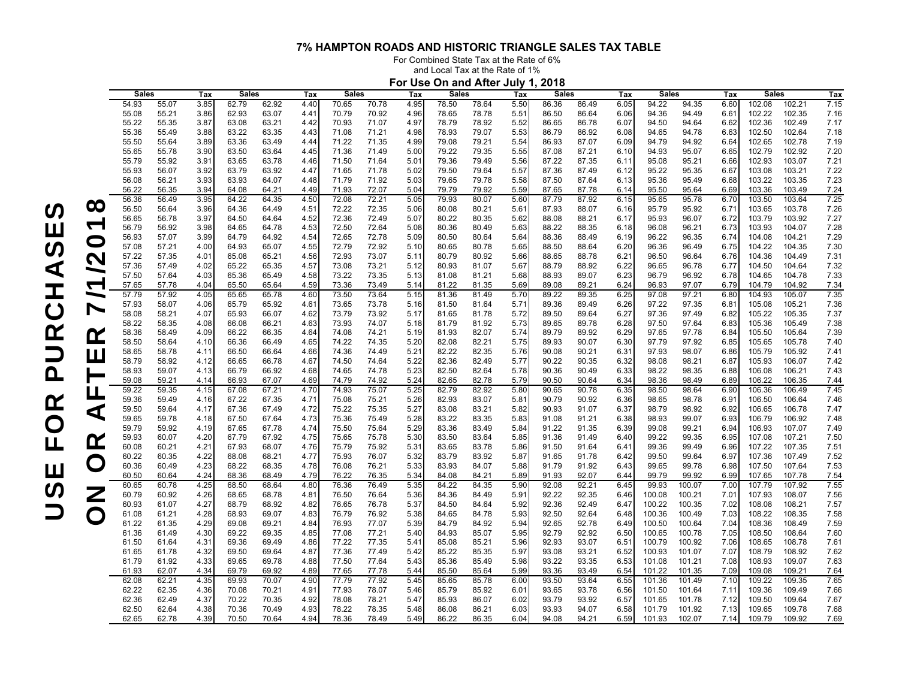# 7% HAMPTON ROADS AND HISTORIC TRIANGLE SALES TAX TABLE

For Combined State Tax at the Rate of 6%
and Local Tax at the Rate of 1%

**For Use On and After July 1, 2018**

**USE FOR PURCHASES ON OR AFTER 7/1/2018**

| Sales | | Tax | Sales | | Tax | Sales | | Tax | Sales | | Tax | Sales | | Tax | Sales | | Tax | Sales | | Tax |
|---|---|---|---|---|---|---|---|---|---|---|---|---|---|---|---|---|---|---|---|---|
| 54.93 | 55.07 | 3.85 | 62.79 | 62.92 | 4.40 | 70.65 | 70.78 | 4.95 | 78.50 | 78.64 | 5.50 | 86.36 | 86.49 | 6.05 | 94.22 | 94.35 | 6.60 | 102.08 | 102.21 | 7.15 |
| 55.08 | 55.21 | 3.86 | 62.93 | 63.07 | 4.41 | 70.79 | 70.92 | 4.96 | 78.65 | 78.78 | 5.51 | 86.50 | 86.64 | 6.06 | 94.36 | 94.49 | 6.61 | 102.22 | 102.35 | 7.16 |
| 55.22 | 55.35 | 3.87 | 63.08 | 63.21 | 4.42 | 70.93 | 71.07 | 4.97 | 78.79 | 78.92 | 5.52 | 86.65 | 86.78 | 6.07 | 94.50 | 94.64 | 6.62 | 102.36 | 102.49 | 7.17 |
| 55.36 | 55.49 | 3.88 | 63.22 | 63.35 | 4.43 | 71.08 | 71.21 | 4.98 | 78.93 | 79.07 | 5.53 | 86.79 | 86.92 | 6.08 | 94.65 | 94.78 | 6.63 | 102.50 | 102.64 | 7.18 |
| 55.50 | 55.64 | 3.89 | 63.36 | 63.49 | 4.44 | 71.22 | 71.35 | 4.99 | 79.08 | 79.21 | 5.54 | 86.93 | 87.07 | 6.09 | 94.79 | 94.92 | 6.64 | 102.65 | 102.78 | 7.19 |
| 55.65 | 55.78 | 3.90 | 63.50 | 63.64 | 4.45 | 71.36 | 71.49 | 5.00 | 79.22 | 79.35 | 5.55 | 87.08 | 87.21 | 6.10 | 94.93 | 95.07 | 6.65 | 102.79 | 102.92 | 7.20 |
| 55.79 | 55.92 | 3.91 | 63.65 | 63.78 | 4.46 | 71.50 | 71.64 | 5.01 | 79.36 | 79.49 | 5.56 | 87.22 | 87.35 | 6.11 | 95.08 | 95.21 | 6.66 | 102.93 | 103.07 | 7.21 |
| 55.93 | 56.07 | 3.92 | 63.79 | 63.92 | 4.47 | 71.65 | 71.78 | 5.02 | 79.50 | 79.64 | 5.57 | 87.36 | 87.49 | 6.12 | 95.22 | 95.35 | 6.67 | 103.08 | 103.21 | 7.22 |
| 56.08 | 56.21 | 3.93 | 63.93 | 64.07 | 4.48 | 71.79 | 71.92 | 5.03 | 79.65 | 79.78 | 5.58 | 87.50 | 87.64 | 6.13 | 95.36 | 95.49 | 6.68 | 103.22 | 103.35 | 7.23 |
| 56.22 | 56.35 | 3.94 | 64.08 | 64.21 | 4.49 | 71.93 | 72.07 | 5.04 | 79.79 | 79.92 | 5.59 | 87.65 | 87.78 | 6.14 | 95.50 | 95.64 | 6.69 | 103.36 | 103.49 | 7.24 |
| 56.36 | 56.49 | 3.95 | 64.22 | 64.35 | 4.50 | 72.08 | 72.21 | 5.05 | 79.93 | 80.07 | 5.60 | 87.79 | 87.92 | 6.15 | 95.65 | 95.78 | 6.70 | 103.50 | 103.64 | 7.25 |
| 56.50 | 56.64 | 3.96 | 64.36 | 64.49 | 4.51 | 72.22 | 72.35 | 5.06 | 80.08 | 80.21 | 5.61 | 87.93 | 88.07 | 6.16 | 95.79 | 95.92 | 6.71 | 103.65 | 103.78 | 7.26 |
| 56.65 | 56.78 | 3.97 | 64.50 | 64.64 | 4.52 | 72.36 | 72.49 | 5.07 | 80.22 | 80.35 | 5.62 | 88.08 | 88.21 | 6.17 | 95.93 | 96.07 | 6.72 | 103.79 | 103.92 | 7.27 |
| 56.79 | 56.92 | 3.98 | 64.65 | 64.78 | 4.53 | 72.50 | 72.64 | 5.08 | 80.36 | 80.49 | 5.63 | 88.22 | 88.35 | 6.18 | 96.08 | 96.21 | 6.73 | 103.93 | 104.07 | 7.28 |
| 56.93 | 57.07 | 3.99 | 64.79 | 64.92 | 4.54 | 72.65 | 72.78 | 5.09 | 80.50 | 80.64 | 5.64 | 88.36 | 88.49 | 6.19 | 96.22 | 96.35 | 6.74 | 104.08 | 104.21 | 7.29 |
| 57.08 | 57.21 | 4.00 | 64.93 | 65.07 | 4.55 | 72.79 | 72.92 | 5.10 | 80.65 | 80.78 | 5.65 | 88.50 | 88.64 | 6.20 | 96.36 | 96.49 | 6.75 | 104.22 | 104.35 | 7.30 |
| 57.22 | 57.35 | 4.01 | 65.08 | 65.21 | 4.56 | 72.93 | 73.07 | 5.11 | 80.79 | 80.92 | 5.66 | 88.65 | 88.78 | 6.21 | 96.50 | 96.64 | 6.76 | 104.36 | 104.49 | 7.31 |
| 57.36 | 57.49 | 4.02 | 65.22 | 65.35 | 4.57 | 73.08 | 73.21 | 5.12 | 80.93 | 81.07 | 5.67 | 88.79 | 88.92 | 6.22 | 96.65 | 96.78 | 6.77 | 104.50 | 104.64 | 7.32 |
| 57.50 | 57.64 | 4.03 | 65.36 | 65.49 | 4.58 | 73.22 | 73.35 | 5.13 | 81.08 | 81.21 | 5.68 | 88.93 | 89.07 | 6.23 | 96.79 | 96.92 | 6.78 | 104.65 | 104.78 | 7.33 |
| 57.65 | 57.78 | 4.04 | 65.50 | 65.64 | 4.59 | 73.36 | 73.49 | 5.14 | 81.22 | 81.35 | 5.69 | 89.08 | 89.21 | 6.24 | 96.93 | 97.07 | 6.79 | 104.79 | 104.92 | 7.34 |
| 57.79 | 57.92 | 4.05 | 65.65 | 65.78 | 4.60 | 73.50 | 73.64 | 5.15 | 81.36 | 81.49 | 5.70 | 89.22 | 89.35 | 6.25 | 97.08 | 97.21 | 6.80 | 104.93 | 105.07 | 7.35 |
| 57.93 | 58.07 | 4.06 | 65.79 | 65.92 | 4.61 | 73.65 | 73.78 | 5.16 | 81.50 | 81.64 | 5.71 | 89.36 | 89.49 | 6.26 | 97.22 | 97.35 | 6.81 | 105.08 | 105.21 | 7.36 |
| 58.08 | 58.21 | 4.07 | 65.93 | 66.07 | 4.62 | 73.79 | 73.92 | 5.17 | 81.65 | 81.78 | 5.72 | 89.50 | 89.64 | 6.27 | 97.36 | 97.49 | 6.82 | 105.22 | 105.35 | 7.37 |
| 58.22 | 58.35 | 4.08 | 66.08 | 66.21 | 4.63 | 73.93 | 74.07 | 5.18 | 81.79 | 81.92 | 5.73 | 89.65 | 89.78 | 6.28 | 97.50 | 97.64 | 6.83 | 105.36 | 105.49 | 7.38 |
| 58.36 | 58.49 | 4.09 | 66.22 | 66.35 | 4.64 | 74.08 | 74.21 | 5.19 | 81.93 | 82.07 | 5.74 | 89.79 | 89.92 | 6.29 | 97.65 | 97.78 | 6.84 | 105.50 | 105.64 | 7.39 |
| 58.50 | 58.64 | 4.10 | 66.36 | 66.49 | 4.65 | 74.22 | 74.35 | 5.20 | 82.08 | 82.21 | 5.75 | 89.93 | 90.07 | 6.30 | 97.79 | 97.92 | 6.85 | 105.65 | 105.78 | 7.40 |
| 58.65 | 58.78 | 4.11 | 66.50 | 66.64 | 4.66 | 74.36 | 74.49 | 5.21 | 82.22 | 82.35 | 5.76 | 90.08 | 90.21 | 6.31 | 97.93 | 98.07 | 6.86 | 105.79 | 105.92 | 7.41 |
| 58.79 | 58.92 | 4.12 | 66.65 | 66.78 | 4.67 | 74.50 | 74.64 | 5.22 | 82.36 | 82.49 | 5.77 | 90.22 | 90.35 | 6.32 | 98.08 | 98.21 | 6.87 | 105.93 | 106.07 | 7.42 |
| 58.93 | 59.07 | 4.13 | 66.79 | 66.92 | 4.68 | 74.65 | 74.78 | 5.23 | 82.50 | 82.64 | 5.78 | 90.36 | 90.49 | 6.33 | 98.22 | 98.35 | 6.88 | 106.08 | 106.21 | 7.43 |
| 59.08 | 59.21 | 4.14 | 66.93 | 67.07 | 4.69 | 74.79 | 74.92 | 5.24 | 82.65 | 82.78 | 5.79 | 90.50 | 90.64 | 6.34 | 98.36 | 98.49 | 6.89 | 106.22 | 106.35 | 7.44 |
| 59.22 | 59.35 | 4.15 | 67.08 | 67.21 | 4.70 | 74.93 | 75.07 | 5.25 | 82.79 | 82.92 | 5.80 | 90.65 | 90.78 | 6.35 | 98.50 | 98.64 | 6.90 | 106.36 | 106.49 | 7.45 |
| 59.36 | 59.49 | 4.16 | 67.22 | 67.35 | 4.71 | 75.08 | 75.21 | 5.26 | 82.93 | 83.07 | 5.81 | 90.79 | 90.92 | 6.36 | 98.65 | 98.78 | 6.91 | 106.50 | 106.64 | 7.46 |
| 59.50 | 59.64 | 4.17 | 67.36 | 67.49 | 4.72 | 75.22 | 75.35 | 5.27 | 83.08 | 83.21 | 5.82 | 90.93 | 91.07 | 6.37 | 98.79 | 98.92 | 6.92 | 106.65 | 106.78 | 7.47 |
| 59.65 | 59.78 | 4.18 | 67.50 | 67.64 | 4.73 | 75.36 | 75.49 | 5.28 | 83.22 | 83.35 | 5.83 | 91.08 | 91.21 | 6.38 | 98.93 | 99.07 | 6.93 | 106.79 | 106.92 | 7.48 |
| 59.79 | 59.92 | 4.19 | 67.65 | 67.78 | 4.74 | 75.50 | 75.64 | 5.29 | 83.36 | 83.49 | 5.84 | 91.22 | 91.35 | 6.39 | 99.08 | 99.21 | 6.94 | 106.93 | 107.07 | 7.49 |
| 59.93 | 60.07 | 4.20 | 67.79 | 67.92 | 4.75 | 75.65 | 75.78 | 5.30 | 83.50 | 83.64 | 5.85 | 91.36 | 91.49 | 6.40 | 99.22 | 99.35 | 6.95 | 107.08 | 107.21 | 7.50 |
| 60.08 | 60.21 | 4.21 | 67.93 | 68.07 | 4.76 | 75.79 | 75.92 | 5.31 | 83.65 | 83.78 | 5.86 | 91.50 | 91.64 | 6.41 | 99.36 | 99.49 | 6.96 | 107.22 | 107.35 | 7.51 |
| 60.22 | 60.35 | 4.22 | 68.08 | 68.21 | 4.77 | 75.93 | 76.07 | 5.32 | 83.79 | 83.92 | 5.87 | 91.65 | 91.78 | 6.42 | 99.50 | 99.64 | 6.97 | 107.36 | 107.49 | 7.52 |
| 60.36 | 60.49 | 4.23 | 68.22 | 68.35 | 4.78 | 76.08 | 76.21 | 5.33 | 83.93 | 84.07 | 5.88 | 91.79 | 91.92 | 6.43 | 99.65 | 99.78 | 6.98 | 107.50 | 107.64 | 7.53 |
| 60.50 | 60.64 | 4.24 | 68.36 | 68.49 | 4.79 | 76.22 | 76.35 | 5.34 | 84.08 | 84.21 | 5.89 | 91.93 | 92.07 | 6.44 | 99.79 | 99.92 | 6.99 | 107.65 | 107.78 | 7.54 |
| 60.65 | 60.78 | 4.25 | 68.50 | 68.64 | 4.80 | 76.36 | 76.49 | 5.35 | 84.22 | 84.35 | 5.90 | 92.08 | 92.21 | 6.45 | 99.93 | 100.07 | 7.00 | 107.79 | 107.92 | 7.55 |
| 60.79 | 60.92 | 4.26 | 68.65 | 68.78 | 4.81 | 76.50 | 76.64 | 5.36 | 84.36 | 84.49 | 5.91 | 92.22 | 92.35 | 6.46 | 100.08 | 100.21 | 7.01 | 107.93 | 108.07 | 7.56 |
| 60.93 | 61.07 | 4.27 | 68.79 | 68.92 | 4.82 | 76.65 | 76.78 | 5.37 | 84.50 | 84.64 | 5.92 | 92.36 | 92.49 | 6.47 | 100.22 | 100.35 | 7.02 | 108.08 | 108.21 | 7.57 |
| 61.08 | 61.21 | 4.28 | 68.93 | 69.07 | 4.83 | 76.79 | 76.92 | 5.38 | 84.65 | 84.78 | 5.93 | 92.50 | 92.64 | 6.48 | 100.36 | 100.49 | 7.03 | 108.22 | 108.35 | 7.58 |
| 61.22 | 61.35 | 4.29 | 69.08 | 69.21 | 4.84 | 76.93 | 77.07 | 5.39 | 84.79 | 84.92 | 5.94 | 92.65 | 92.78 | 6.49 | 100.50 | 100.64 | 7.04 | 108.36 | 108.49 | 7.59 |
| 61.36 | 61.49 | 4.30 | 69.22 | 69.35 | 4.85 | 77.08 | 77.21 | 5.40 | 84.93 | 85.07 | 5.95 | 92.79 | 92.92 | 6.50 | 100.65 | 100.78 | 7.05 | 108.50 | 108.64 | 7.60 |
| 61.50 | 61.64 | 4.31 | 69.36 | 69.49 | 4.86 | 77.22 | 77.35 | 5.41 | 85.08 | 85.21 | 5.96 | 92.93 | 93.07 | 6.51 | 100.79 | 100.92 | 7.06 | 108.65 | 108.78 | 7.61 |
| 61.65 | 61.78 | 4.32 | 69.50 | 69.64 | 4.87 | 77.36 | 77.49 | 5.42 | 85.22 | 85.35 | 5.97 | 93.08 | 93.21 | 6.52 | 100.93 | 101.07 | 7.07 | 108.79 | 108.92 | 7.62 |
| 61.79 | 61.92 | 4.33 | 69.65 | 69.78 | 4.88 | 77.50 | 77.64 | 5.43 | 85.36 | 85.49 | 5.98 | 93.22 | 93.35 | 6.53 | 101.08 | 101.21 | 7.08 | 108.93 | 109.07 | 7.63 |
| 61.93 | 62.07 | 4.34 | 69.79 | 69.92 | 4.89 | 77.65 | 77.78 | 5.44 | 85.50 | 85.64 | 5.99 | 93.36 | 93.49 | 6.54 | 101.22 | 101.35 | 7.09 | 109.08 | 109.21 | 7.64 |
| 62.08 | 62.21 | 4.35 | 69.93 | 70.07 | 4.90 | 77.79 | 77.92 | 5.45 | 85.65 | 85.78 | 6.00 | 93.50 | 93.64 | 6.55 | 101.36 | 101.49 | 7.10 | 109.22 | 109.35 | 7.65 |
| 62.22 | 62.35 | 4.36 | 70.08 | 70.21 | 4.91 | 77.93 | 78.07 | 5.46 | 85.79 | 85.92 | 6.01 | 93.65 | 93.78 | 6.56 | 101.50 | 101.64 | 7.11 | 109.36 | 109.49 | 7.66 |
| 62.36 | 62.49 | 4.37 | 70.22 | 70.35 | 4.92 | 78.08 | 78.21 | 5.47 | 85.93 | 86.07 | 6.02 | 93.79 | 93.92 | 6.57 | 101.65 | 101.78 | 7.12 | 109.50 | 109.64 | 7.67 |
| 62.50 | 62.64 | 4.38 | 70.36 | 70.49 | 4.93 | 78.22 | 78.35 | 5.48 | 86.08 | 86.21 | 6.03 | 93.93 | 94.07 | 6.58 | 101.79 | 101.92 | 7.13 | 109.65 | 109.78 | 7.68 |
| 62.65 | 62.78 | 4.39 | 70.50 | 70.64 | 4.94 | 78.36 | 78.49 | 5.49 | 86.22 | 86.35 | 6.04 | 94.08 | 94.21 | 6.59 | 101.93 | 102.07 | 7.14 | 109.79 | 109.92 | 7.69 |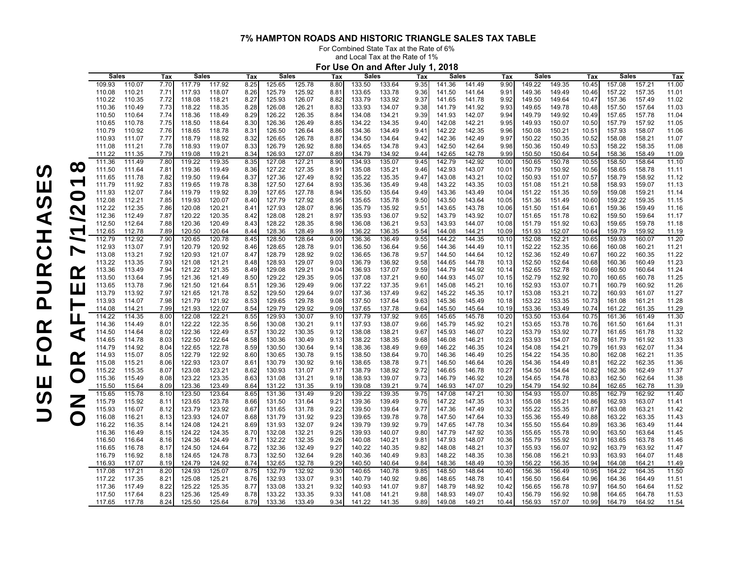# 7% HAMPTON ROADS AND HISTORIC TRIANGLE SALES TAX TABLE

For Combined State Tax at the Rate of 6%
and Local Tax at the Rate of 1%

**For Use On and After July 1, 2018**

**USE FOR PURCHASES ON OR AFTER 7/1/2018**

| Sales | | Tax | Sales | | Tax | Sales | | Tax | Sales | | Tax | Sales | | Tax | Sales | | Tax | Sales | | Tax |
|---|---|---|---|---|---|---|---|---|---|---|---|---|---|---|---|---|---|---|---|---|
| 109.93 | 110.07 | 7.70 | 117.79 | 117.92 | 8.25 | 125.65 | 125.78 | 8.80 | 133.50 | 133.64 | 9.35 | 141.36 | 141.49 | 9.90 | 149.22 | 149.35 | 10.45 | 157.08 | 157.21 | 11.00 |
| 110.08 | 110.21 | 7.71 | 117.93 | 118.07 | 8.26 | 125.79 | 125.92 | 8.81 | 133.65 | 133.78 | 9.36 | 141.50 | 141.64 | 9.91 | 149.36 | 149.49 | 10.46 | 157.22 | 157.35 | 11.01 |
| 110.22 | 110.35 | 7.72 | 118.08 | 118.21 | 8.27 | 125.93 | 126.07 | 8.82 | 133.79 | 133.92 | 9.37 | 141.65 | 141.78 | 9.92 | 149.50 | 149.64 | 10.47 | 157.36 | 157.49 | 11.02 |
| 110.36 | 110.49 | 7.73 | 118.22 | 118.35 | 8.28 | 126.08 | 126.21 | 8.83 | 133.93 | 134.07 | 9.38 | 141.79 | 141.92 | 9.93 | 149.65 | 149.78 | 10.48 | 157.50 | 157.64 | 11.03 |
| 110.50 | 110.64 | 7.74 | 118.36 | 118.49 | 8.29 | 126.22 | 126.35 | 8.84 | 134.08 | 134.21 | 9.39 | 141.93 | 142.07 | 9.94 | 149.79 | 149.92 | 10.49 | 157.65 | 157.78 | 11.04 |
| 110.65 | 110.78 | 7.75 | 118.50 | 118.64 | 8.30 | 126.36 | 126.49 | 8.85 | 134.22 | 134.35 | 9.40 | 142.08 | 142.21 | 9.95 | 149.93 | 150.07 | 10.50 | 157.79 | 157.92 | 11.05 |
| 110.79 | 110.92 | 7.76 | 118.65 | 118.78 | 8.31 | 126.50 | 126.64 | 8.86 | 134.36 | 134.49 | 9.41 | 142.22 | 142.35 | 9.96 | 150.08 | 150.21 | 10.51 | 157.93 | 158.07 | 11.06 |
| 110.93 | 111.07 | 7.77 | 118.79 | 118.92 | 8.32 | 126.65 | 126.78 | 8.87 | 134.50 | 134.64 | 9.42 | 142.36 | 142.49 | 9.97 | 150.22 | 150.35 | 10.52 | 158.08 | 158.21 | 11.07 |
| 111.08 | 111.21 | 7.78 | 118.93 | 119.07 | 8.33 | 126.79 | 126.92 | 8.88 | 134.65 | 134.78 | 9.43 | 142.50 | 142.64 | 9.98 | 150.36 | 150.49 | 10.53 | 158.22 | 158.35 | 11.08 |
| 111.22 | 111.35 | 7.79 | 119.08 | 119.21 | 8.34 | 126.93 | 127.07 | 8.89 | 134.79 | 134.92 | 9.44 | 142.65 | 142.78 | 9.99 | 150.50 | 150.64 | 10.54 | 158.36 | 158.49 | 11.09 |
| 111.36 | 111.49 | 7.80 | 119.22 | 119.35 | 8.35 | 127.08 | 127.21 | 8.90 | 134.93 | 135.07 | 9.45 | 142.79 | 142.92 | 10.00 | 150.65 | 150.78 | 10.55 | 158.50 | 158.64 | 11.10 |
| 111.50 | 111.64 | 7.81 | 119.36 | 119.49 | 8.36 | 127.22 | 127.35 | 8.91 | 135.08 | 135.21 | 9.46 | 142.93 | 143.07 | 10.01 | 150.79 | 150.92 | 10.56 | 158.65 | 158.78 | 11.11 |
| 111.65 | 111.78 | 7.82 | 119.50 | 119.64 | 8.37 | 127.36 | 127.49 | 8.92 | 135.22 | 135.35 | 9.47 | 143.08 | 143.21 | 10.02 | 150.93 | 151.07 | 10.57 | 158.79 | 158.92 | 11.12 |
| 111.79 | 111.92 | 7.83 | 119.65 | 119.78 | 8.38 | 127.50 | 127.64 | 8.93 | 135.36 | 135.49 | 9.48 | 143.22 | 143.35 | 10.03 | 151.08 | 151.21 | 10.58 | 158.93 | 159.07 | 11.13 |
| 111.93 | 112.07 | 7.84 | 119.79 | 119.92 | 8.39 | 127.65 | 127.78 | 8.94 | 135.50 | 135.64 | 9.49 | 143.36 | 143.49 | 10.04 | 151.22 | 151.35 | 10.59 | 159.08 | 159.21 | 11.14 |
| 112.08 | 112.21 | 7.85 | 119.93 | 120.07 | 8.40 | 127.79 | 127.92 | 8.95 | 135.65 | 135.78 | 9.50 | 143.50 | 143.64 | 10.05 | 151.36 | 151.49 | 10.60 | 159.22 | 159.35 | 11.15 |
| 112.22 | 112.35 | 7.86 | 120.08 | 120.21 | 8.41 | 127.93 | 128.07 | 8.96 | 135.79 | 135.92 | 9.51 | 143.65 | 143.78 | 10.06 | 151.50 | 151.64 | 10.61 | 159.36 | 159.49 | 11.16 |
| 112.36 | 112.49 | 7.87 | 120.22 | 120.35 | 8.42 | 128.08 | 128.21 | 8.97 | 135.93 | 136.07 | 9.52 | 143.79 | 143.92 | 10.07 | 151.65 | 151.78 | 10.62 | 159.50 | 159.64 | 11.17 |
| 112.50 | 112.64 | 7.88 | 120.36 | 120.49 | 8.43 | 128.22 | 128.35 | 8.98 | 136.08 | 136.21 | 9.53 | 143.93 | 144.07 | 10.08 | 151.79 | 151.92 | 10.63 | 159.65 | 159.78 | 11.18 |
| 112.65 | 112.78 | 7.89 | 120.50 | 120.64 | 8.44 | 128.36 | 128.49 | 8.99 | 136.22 | 136.35 | 9.54 | 144.08 | 144.21 | 10.09 | 151.93 | 152.07 | 10.64 | 159.79 | 159.92 | 11.19 |
| 112.79 | 112.92 | 7.90 | 120.65 | 120.78 | 8.45 | 128.50 | 128.64 | 9.00 | 136.36 | 136.49 | 9.55 | 144.22 | 144.35 | 10.10 | 152.08 | 152.21 | 10.65 | 159.93 | 160.07 | 11.20 |
| 112.93 | 113.07 | 7.91 | 120.79 | 120.92 | 8.46 | 128.65 | 128.78 | 9.01 | 136.50 | 136.64 | 9.56 | 144.36 | 144.49 | 10.11 | 152.22 | 152.35 | 10.66 | 160.08 | 160.21 | 11.21 |
| 113.08 | 113.21 | 7.92 | 120.93 | 121.07 | 8.47 | 128.79 | 128.92 | 9.02 | 136.65 | 136.78 | 9.57 | 144.50 | 144.64 | 10.12 | 152.36 | 152.49 | 10.67 | 160.22 | 160.35 | 11.22 |
| 113.22 | 113.35 | 7.93 | 121.08 | 121.21 | 8.48 | 128.93 | 129.07 | 9.03 | 136.79 | 136.92 | 9.58 | 144.65 | 144.78 | 10.13 | 152.50 | 152.64 | 10.68 | 160.36 | 160.49 | 11.23 |
| 113.36 | 113.49 | 7.94 | 121.22 | 121.35 | 8.49 | 129.08 | 129.21 | 9.04 | 136.93 | 137.07 | 9.59 | 144.79 | 144.92 | 10.14 | 152.65 | 152.78 | 10.69 | 160.50 | 160.64 | 11.24 |
| 113.50 | 113.64 | 7.95 | 121.36 | 121.49 | 8.50 | 129.22 | 129.35 | 9.05 | 137.08 | 137.21 | 9.60 | 144.93 | 145.07 | 10.15 | 152.79 | 152.92 | 10.70 | 160.65 | 160.78 | 11.25 |
| 113.65 | 113.78 | 7.96 | 121.50 | 121.64 | 8.51 | 129.36 | 129.49 | 9.06 | 137.22 | 137.35 | 9.61 | 145.08 | 145.21 | 10.16 | 152.93 | 153.07 | 10.71 | 160.79 | 160.92 | 11.26 |
| 113.79 | 113.92 | 7.97 | 121.65 | 121.78 | 8.52 | 129.50 | 129.64 | 9.07 | 137.36 | 137.49 | 9.62 | 145.22 | 145.35 | 10.17 | 153.08 | 153.21 | 10.72 | 160.93 | 161.07 | 11.27 |
| 113.93 | 114.07 | 7.98 | 121.79 | 121.92 | 8.53 | 129.65 | 129.78 | 9.08 | 137.50 | 137.64 | 9.63 | 145.36 | 145.49 | 10.18 | 153.22 | 153.35 | 10.73 | 161.08 | 161.21 | 11.28 |
| 114.08 | 114.21 | 7.99 | 121.93 | 122.07 | 8.54 | 129.79 | 129.92 | 9.09 | 137.65 | 137.78 | 9.64 | 145.50 | 145.64 | 10.19 | 153.36 | 153.49 | 10.74 | 161.22 | 161.35 | 11.29 |
| 114.22 | 114.35 | 8.00 | 122.08 | 122.21 | 8.55 | 129.93 | 130.07 | 9.10 | 137.79 | 137.92 | 9.65 | 145.65 | 145.78 | 10.20 | 153.50 | 153.64 | 10.75 | 161.36 | 161.49 | 11.30 |
| 114.36 | 114.49 | 8.01 | 122.22 | 122.35 | 8.56 | 130.08 | 130.21 | 9.11 | 137.93 | 138.07 | 9.66 | 145.79 | 145.92 | 10.21 | 153.65 | 153.78 | 10.76 | 161.50 | 161.64 | 11.31 |
| 114.50 | 114.64 | 8.02 | 122.36 | 122.49 | 8.57 | 130.22 | 130.35 | 9.12 | 138.08 | 138.21 | 9.67 | 145.93 | 146.07 | 10.22 | 153.79 | 153.92 | 10.77 | 161.65 | 161.78 | 11.32 |
| 114.65 | 114.78 | 8.03 | 122.50 | 122.64 | 8.58 | 130.36 | 130.49 | 9.13 | 138.22 | 138.35 | 9.68 | 146.08 | 146.21 | 10.23 | 153.93 | 154.07 | 10.78 | 161.79 | 161.92 | 11.33 |
| 114.79 | 114.92 | 8.04 | 122.65 | 122.78 | 8.59 | 130.50 | 130.64 | 9.14 | 138.36 | 138.49 | 9.69 | 146.22 | 146.35 | 10.24 | 154.08 | 154.21 | 10.79 | 161.93 | 162.07 | 11.34 |
| 114.93 | 115.07 | 8.05 | 122.79 | 122.92 | 8.60 | 130.65 | 130.78 | 9.15 | 138.50 | 138.64 | 9.70 | 146.36 | 146.49 | 10.25 | 154.22 | 154.35 | 10.80 | 162.08 | 162.21 | 11.35 |
| 115.08 | 115.21 | 8.06 | 122.93 | 123.07 | 8.61 | 130.79 | 130.92 | 9.16 | 138.65 | 138.78 | 9.71 | 146.50 | 146.64 | 10.26 | 154.36 | 154.49 | 10.81 | 162.22 | 162.35 | 11.36 |
| 115.22 | 115.35 | 8.07 | 123.08 | 123.21 | 8.62 | 130.93 | 131.07 | 9.17 | 138.79 | 138.92 | 9.72 | 146.65 | 146.78 | 10.27 | 154.50 | 154.64 | 10.82 | 162.36 | 162.49 | 11.37 |
| 115.36 | 115.49 | 8.08 | 123.22 | 123.35 | 8.63 | 131.08 | 131.21 | 9.18 | 138.93 | 139.07 | 9.73 | 146.79 | 146.92 | 10.28 | 154.65 | 154.78 | 10.83 | 162.50 | 162.64 | 11.38 |
| 115.50 | 115.64 | 8.09 | 123.36 | 123.49 | 8.64 | 131.22 | 131.35 | 9.19 | 139.08 | 139.21 | 9.74 | 146.93 | 147.07 | 10.29 | 154.79 | 154.92 | 10.84 | 162.65 | 162.78 | 11.39 |
| 115.65 | 115.78 | 8.10 | 123.50 | 123.64 | 8.65 | 131.36 | 131.49 | 9.20 | 139.22 | 139.35 | 9.75 | 147.08 | 147.21 | 10.30 | 154.93 | 155.07 | 10.85 | 162.79 | 162.92 | 11.40 |
| 115.79 | 115.92 | 8.11 | 123.65 | 123.78 | 8.66 | 131.50 | 131.64 | 9.21 | 139.36 | 139.49 | 9.76 | 147.22 | 147.35 | 10.31 | 155.08 | 155.21 | 10.86 | 162.93 | 163.07 | 11.41 |
| 115.93 | 116.07 | 8.12 | 123.79 | 123.92 | 8.67 | 131.65 | 131.78 | 9.22 | 139.50 | 139.64 | 9.77 | 147.36 | 147.49 | 10.32 | 155.22 | 155.35 | 10.87 | 163.08 | 163.21 | 11.42 |
| 116.08 | 116.21 | 8.13 | 123.93 | 124.07 | 8.68 | 131.79 | 131.92 | 9.23 | 139.65 | 139.78 | 9.78 | 147.50 | 147.64 | 10.33 | 155.36 | 155.49 | 10.88 | 163.22 | 163.35 | 11.43 |
| 116.22 | 116.35 | 8.14 | 124.08 | 124.21 | 8.69 | 131.93 | 132.07 | 9.24 | 139.79 | 139.92 | 9.79 | 147.65 | 147.78 | 10.34 | 155.50 | 155.64 | 10.89 | 163.36 | 163.49 | 11.44 |
| 116.36 | 116.49 | 8.15 | 124.22 | 124.35 | 8.70 | 132.08 | 132.21 | 9.25 | 139.93 | 140.07 | 9.80 | 147.79 | 147.92 | 10.35 | 155.65 | 155.78 | 10.90 | 163.50 | 163.64 | 11.45 |
| 116.50 | 116.64 | 8.16 | 124.36 | 124.49 | 8.71 | 132.22 | 132.35 | 9.26 | 140.08 | 140.21 | 9.81 | 147.93 | 148.07 | 10.36 | 155.79 | 155.92 | 10.91 | 163.65 | 163.78 | 11.46 |
| 116.65 | 116.78 | 8.17 | 124.50 | 124.64 | 8.72 | 132.36 | 132.49 | 9.27 | 140.22 | 140.35 | 9.82 | 148.08 | 148.21 | 10.37 | 155.93 | 156.07 | 10.92 | 163.79 | 163.92 | 11.47 |
| 116.79 | 116.92 | 8.18 | 124.65 | 124.78 | 8.73 | 132.50 | 132.64 | 9.28 | 140.36 | 140.49 | 9.83 | 148.22 | 148.35 | 10.38 | 156.08 | 156.21 | 10.93 | 163.93 | 164.07 | 11.48 |
| 116.93 | 117.07 | 8.19 | 124.79 | 124.92 | 8.74 | 132.65 | 132.78 | 9.29 | 140.50 | 140.64 | 9.84 | 148.36 | 148.49 | 10.39 | 156.22 | 156.35 | 10.94 | 164.08 | 164.21 | 11.49 |
| 117.08 | 117.21 | 8.20 | 124.93 | 125.07 | 8.75 | 132.79 | 132.92 | 9.30 | 140.65 | 140.78 | 9.85 | 148.50 | 148.64 | 10.40 | 156.36 | 156.49 | 10.95 | 164.22 | 164.35 | 11.50 |
| 117.22 | 117.35 | 8.21 | 125.08 | 125.21 | 8.76 | 132.93 | 133.07 | 9.31 | 140.79 | 140.92 | 9.86 | 148.65 | 148.78 | 10.41 | 156.50 | 156.64 | 10.96 | 164.36 | 164.49 | 11.51 |
| 117.36 | 117.49 | 8.22 | 125.22 | 125.35 | 8.77 | 133.08 | 133.21 | 9.32 | 140.93 | 141.07 | 9.87 | 148.79 | 148.92 | 10.42 | 156.65 | 156.78 | 10.97 | 164.50 | 164.64 | 11.52 |
| 117.50 | 117.64 | 8.23 | 125.36 | 125.49 | 8.78 | 133.22 | 133.35 | 9.33 | 141.08 | 141.21 | 9.88 | 148.93 | 149.07 | 10.43 | 156.79 | 156.92 | 10.98 | 164.65 | 164.78 | 11.53 |
| 117.65 | 117.78 | 8.24 | 125.50 | 125.64 | 8.79 | 133.36 | 133.49 | 9.34 | 141.22 | 141.35 | 9.89 | 149.08 | 149.21 | 10.44 | 156.93 | 157.07 | 10.99 | 164.79 | 164.92 | 11.54 |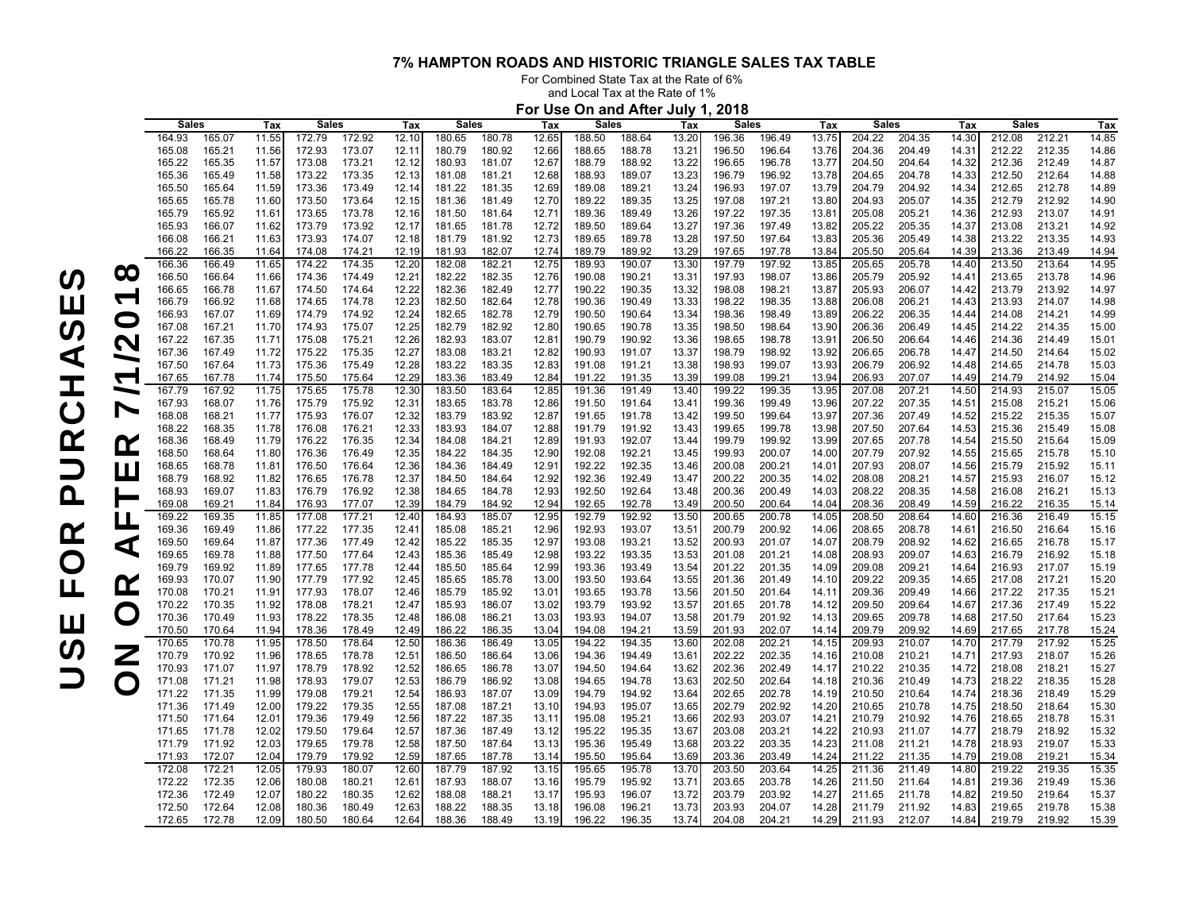# 7% HAMPTON ROADS AND HISTORIC TRIANGLE SALES TAX TABLE

For Combined State Tax at the Rate of 6%
and Local Tax at the Rate of 1%

**For Use On and After July 1, 2018**

**USE FOR PURCHASES ON OR AFTER 7/1/2018**

| Sales | | Tax | Sales | | Tax | Sales | | Tax | Sales | | Tax | Sales | | Tax | Sales | | Tax | Sales | | Tax |
|---|---|---|---|---|---|---|---|---|---|---|---|---|---|---|---|---|---|---|---|---|
| 164.93 | 165.07 | 11.55 | 172.79 | 172.92 | 12.10 | 180.65 | 180.78 | 12.65 | 188.50 | 188.64 | 13.20 | 196.36 | 196.49 | 13.75 | 204.22 | 204.35 | 14.30 | 212.08 | 212.21 | 14.85 |
| 165.08 | 165.21 | 11.56 | 172.93 | 173.07 | 12.11 | 180.79 | 180.92 | 12.66 | 188.65 | 188.78 | 13.21 | 196.50 | 196.64 | 13.76 | 204.36 | 204.49 | 14.31 | 212.22 | 212.35 | 14.86 |
| 165.22 | 165.35 | 11.57 | 173.08 | 173.21 | 12.12 | 180.93 | 181.07 | 12.67 | 188.79 | 188.92 | 13.22 | 196.65 | 196.78 | 13.77 | 204.50 | 204.64 | 14.32 | 212.36 | 212.49 | 14.87 |
| 165.36 | 165.49 | 11.58 | 173.22 | 173.35 | 12.13 | 181.08 | 181.21 | 12.68 | 188.93 | 189.07 | 13.23 | 196.79 | 196.92 | 13.78 | 204.65 | 204.78 | 14.33 | 212.50 | 212.64 | 14.88 |
| 165.50 | 165.64 | 11.59 | 173.36 | 173.49 | 12.14 | 181.22 | 181.35 | 12.69 | 189.08 | 189.21 | 13.24 | 196.93 | 197.07 | 13.79 | 204.79 | 204.92 | 14.34 | 212.65 | 212.78 | 14.89 |
| 165.65 | 165.78 | 11.60 | 173.50 | 173.64 | 12.15 | 181.36 | 181.49 | 12.70 | 189.22 | 189.35 | 13.25 | 197.08 | 197.21 | 13.80 | 204.93 | 205.07 | 14.35 | 212.79 | 212.92 | 14.90 |
| 165.79 | 165.92 | 11.61 | 173.65 | 173.78 | 12.16 | 181.50 | 181.64 | 12.71 | 189.36 | 189.49 | 13.26 | 197.22 | 197.35 | 13.81 | 205.08 | 205.21 | 14.36 | 212.93 | 213.07 | 14.91 |
| 165.93 | 166.07 | 11.62 | 173.79 | 173.92 | 12.17 | 181.65 | 181.78 | 12.72 | 189.50 | 189.64 | 13.27 | 197.36 | 197.49 | 13.82 | 205.22 | 205.35 | 14.37 | 213.08 | 213.21 | 14.92 |
| 166.08 | 166.21 | 11.63 | 173.93 | 174.07 | 12.18 | 181.79 | 181.92 | 12.73 | 189.65 | 189.78 | 13.28 | 197.50 | 197.64 | 13.83 | 205.36 | 205.49 | 14.38 | 213.22 | 213.35 | 14.93 |
| 166.22 | 166.35 | 11.64 | 174.08 | 174.21 | 12.19 | 181.93 | 182.07 | 12.74 | 189.79 | 189.92 | 13.29 | 197.65 | 197.78 | 13.84 | 205.50 | 205.64 | 14.39 | 213.36 | 213.49 | 14.94 |
| 166.36 | 166.49 | 11.65 | 174.22 | 174.35 | 12.20 | 182.08 | 182.21 | 12.75 | 189.93 | 190.07 | 13.30 | 197.79 | 197.92 | 13.85 | 205.65 | 205.78 | 14.40 | 213.50 | 213.64 | 14.95 |
| 166.50 | 166.64 | 11.66 | 174.36 | 174.49 | 12.21 | 182.22 | 182.35 | 12.76 | 190.08 | 190.21 | 13.31 | 197.93 | 198.07 | 13.86 | 205.79 | 205.92 | 14.41 | 213.65 | 213.78 | 14.96 |
| 166.65 | 166.78 | 11.67 | 174.50 | 174.64 | 12.22 | 182.36 | 182.49 | 12.77 | 190.22 | 190.35 | 13.32 | 198.08 | 198.21 | 13.87 | 205.93 | 206.07 | 14.42 | 213.79 | 213.92 | 14.97 |
| 166.79 | 166.92 | 11.68 | 174.65 | 174.78 | 12.23 | 182.50 | 182.64 | 12.78 | 190.36 | 190.49 | 13.33 | 198.22 | 198.35 | 13.88 | 206.08 | 206.21 | 14.43 | 213.93 | 214.07 | 14.98 |
| 166.93 | 167.07 | 11.69 | 174.79 | 174.92 | 12.24 | 182.65 | 182.78 | 12.79 | 190.50 | 190.64 | 13.34 | 198.36 | 198.49 | 13.89 | 206.22 | 206.35 | 14.44 | 214.08 | 214.21 | 14.99 |
| 167.08 | 167.21 | 11.70 | 174.93 | 175.07 | 12.25 | 182.79 | 182.92 | 12.80 | 190.65 | 190.78 | 13.35 | 198.50 | 198.64 | 13.90 | 206.36 | 206.49 | 14.45 | 214.22 | 214.35 | 15.00 |
| 167.22 | 167.35 | 11.71 | 175.08 | 175.21 | 12.26 | 182.93 | 183.07 | 12.81 | 190.79 | 190.92 | 13.36 | 198.65 | 198.78 | 13.91 | 206.50 | 206.64 | 14.46 | 214.36 | 214.49 | 15.01 |
| 167.36 | 167.49 | 11.72 | 175.22 | 175.35 | 12.27 | 183.08 | 183.21 | 12.82 | 190.93 | 191.07 | 13.37 | 198.79 | 198.92 | 13.92 | 206.65 | 206.78 | 14.47 | 214.50 | 214.64 | 15.02 |
| 167.50 | 167.64 | 11.73 | 175.36 | 175.49 | 12.28 | 183.22 | 183.35 | 12.83 | 191.08 | 191.21 | 13.38 | 198.93 | 199.07 | 13.93 | 206.79 | 206.92 | 14.48 | 214.65 | 214.78 | 15.03 |
| 167.65 | 167.78 | 11.74 | 175.50 | 175.64 | 12.29 | 183.36 | 183.49 | 12.84 | 191.22 | 191.35 | 13.39 | 199.08 | 199.21 | 13.94 | 206.93 | 207.07 | 14.49 | 214.79 | 214.92 | 15.04 |
| 167.79 | 167.92 | 11.75 | 175.65 | 175.78 | 12.30 | 183.50 | 183.64 | 12.85 | 191.36 | 191.49 | 13.40 | 199.22 | 199.35 | 13.95 | 207.08 | 207.21 | 14.50 | 214.93 | 215.07 | 15.05 |
| 167.93 | 168.07 | 11.76 | 175.79 | 175.92 | 12.31 | 183.65 | 183.78 | 12.86 | 191.50 | 191.64 | 13.41 | 199.36 | 199.49 | 13.96 | 207.22 | 207.35 | 14.51 | 215.08 | 215.21 | 15.06 |
| 168.08 | 168.21 | 11.77 | 175.93 | 176.07 | 12.32 | 183.79 | 183.92 | 12.87 | 191.65 | 191.78 | 13.42 | 199.50 | 199.64 | 13.97 | 207.36 | 207.49 | 14.52 | 215.22 | 215.35 | 15.07 |
| 168.22 | 168.35 | 11.78 | 176.08 | 176.21 | 12.33 | 183.93 | 184.07 | 12.88 | 191.79 | 191.92 | 13.43 | 199.65 | 199.78 | 13.98 | 207.50 | 207.64 | 14.53 | 215.36 | 215.49 | 15.08 |
| 168.36 | 168.49 | 11.79 | 176.22 | 176.35 | 12.34 | 184.08 | 184.21 | 12.89 | 191.93 | 192.07 | 13.44 | 199.79 | 199.92 | 13.99 | 207.65 | 207.78 | 14.54 | 215.50 | 215.64 | 15.09 |
| 168.50 | 168.64 | 11.80 | 176.36 | 176.49 | 12.35 | 184.22 | 184.35 | 12.90 | 192.08 | 192.21 | 13.45 | 199.93 | 200.07 | 14.00 | 207.79 | 207.92 | 14.55 | 215.65 | 215.78 | 15.10 |
| 168.65 | 168.78 | 11.81 | 176.50 | 176.64 | 12.36 | 184.36 | 184.49 | 12.91 | 192.22 | 192.35 | 13.46 | 200.08 | 200.21 | 14.01 | 207.93 | 208.07 | 14.56 | 215.79 | 215.92 | 15.11 |
| 168.79 | 168.92 | 11.82 | 176.65 | 176.78 | 12.37 | 184.50 | 184.64 | 12.92 | 192.36 | 192.49 | 13.47 | 200.22 | 200.35 | 14.02 | 208.08 | 208.21 | 14.57 | 215.93 | 216.07 | 15.12 |
| 168.93 | 169.07 | 11.83 | 176.79 | 176.92 | 12.38 | 184.65 | 184.78 | 12.93 | 192.50 | 192.64 | 13.48 | 200.36 | 200.49 | 14.03 | 208.22 | 208.35 | 14.58 | 216.08 | 216.21 | 15.13 |
| 169.08 | 169.21 | 11.84 | 176.93 | 177.07 | 12.39 | 184.79 | 184.92 | 12.94 | 192.65 | 192.78 | 13.49 | 200.50 | 200.64 | 14.04 | 208.36 | 208.49 | 14.59 | 216.22 | 216.35 | 15.14 |
| 169.22 | 169.35 | 11.85 | 177.08 | 177.21 | 12.40 | 184.93 | 185.07 | 12.95 | 192.79 | 192.92 | 13.50 | 200.65 | 200.78 | 14.05 | 208.50 | 208.64 | 14.60 | 216.36 | 216.49 | 15.15 |
| 169.36 | 169.49 | 11.86 | 177.22 | 177.35 | 12.41 | 185.08 | 185.21 | 12.96 | 192.93 | 193.07 | 13.51 | 200.79 | 200.92 | 14.06 | 208.65 | 208.78 | 14.61 | 216.50 | 216.64 | 15.16 |
| 169.50 | 169.64 | 11.87 | 177.36 | 177.49 | 12.42 | 185.22 | 185.35 | 12.97 | 193.08 | 193.21 | 13.52 | 200.93 | 201.07 | 14.07 | 208.79 | 208.92 | 14.62 | 216.65 | 216.78 | 15.17 |
| 169.65 | 169.78 | 11.88 | 177.50 | 177.64 | 12.43 | 185.36 | 185.49 | 12.98 | 193.22 | 193.35 | 13.53 | 201.08 | 201.21 | 14.08 | 208.93 | 209.07 | 14.63 | 216.79 | 216.92 | 15.18 |
| 169.79 | 169.92 | 11.89 | 177.65 | 177.78 | 12.44 | 185.50 | 185.64 | 12.99 | 193.36 | 193.49 | 13.54 | 201.22 | 201.35 | 14.09 | 209.08 | 209.21 | 14.64 | 216.93 | 217.07 | 15.19 |
| 169.93 | 170.07 | 11.90 | 177.79 | 177.92 | 12.45 | 185.65 | 185.78 | 13.00 | 193.50 | 193.64 | 13.55 | 201.36 | 201.49 | 14.10 | 209.22 | 209.35 | 14.65 | 217.08 | 217.21 | 15.20 |
| 170.08 | 170.21 | 11.91 | 177.93 | 178.07 | 12.46 | 185.79 | 185.92 | 13.01 | 193.65 | 193.78 | 13.56 | 201.50 | 201.64 | 14.11 | 209.36 | 209.49 | 14.66 | 217.22 | 217.35 | 15.21 |
| 170.22 | 170.35 | 11.92 | 178.08 | 178.21 | 12.47 | 185.93 | 186.07 | 13.02 | 193.79 | 193.92 | 13.57 | 201.65 | 201.78 | 14.12 | 209.50 | 209.64 | 14.67 | 217.36 | 217.49 | 15.22 |
| 170.36 | 170.49 | 11.93 | 178.22 | 178.35 | 12.48 | 186.08 | 186.21 | 13.03 | 193.93 | 194.07 | 13.58 | 201.79 | 201.92 | 14.13 | 209.65 | 209.78 | 14.68 | 217.50 | 217.64 | 15.23 |
| 170.50 | 170.64 | 11.94 | 178.36 | 178.49 | 12.49 | 186.22 | 186.35 | 13.04 | 194.08 | 194.21 | 13.59 | 201.93 | 202.07 | 14.14 | 209.79 | 209.92 | 14.69 | 217.65 | 217.78 | 15.24 |
| 170.65 | 170.78 | 11.95 | 178.50 | 178.64 | 12.50 | 186.36 | 186.49 | 13.05 | 194.22 | 194.35 | 13.60 | 202.08 | 202.21 | 14.15 | 209.93 | 210.07 | 14.70 | 217.79 | 217.92 | 15.25 |
| 170.79 | 170.92 | 11.96 | 178.65 | 178.78 | 12.51 | 186.50 | 186.64 | 13.06 | 194.36 | 194.49 | 13.61 | 202.22 | 202.35 | 14.16 | 210.08 | 210.21 | 14.71 | 217.93 | 218.07 | 15.26 |
| 170.93 | 171.07 | 11.97 | 178.79 | 178.92 | 12.52 | 186.65 | 186.78 | 13.07 | 194.50 | 194.64 | 13.62 | 202.36 | 202.49 | 14.17 | 210.22 | 210.35 | 14.72 | 218.08 | 218.21 | 15.27 |
| 171.08 | 171.21 | 11.98 | 178.93 | 179.07 | 12.53 | 186.79 | 186.92 | 13.08 | 194.65 | 194.78 | 13.63 | 202.50 | 202.64 | 14.18 | 210.36 | 210.49 | 14.73 | 218.22 | 218.35 | 15.28 |
| 171.22 | 171.35 | 11.99 | 179.08 | 179.21 | 12.54 | 186.93 | 187.07 | 13.09 | 194.79 | 194.92 | 13.64 | 202.65 | 202.78 | 14.19 | 210.50 | 210.64 | 14.74 | 218.36 | 218.49 | 15.29 |
| 171.36 | 171.49 | 12.00 | 179.22 | 179.35 | 12.55 | 187.08 | 187.21 | 13.10 | 194.93 | 195.07 | 13.65 | 202.79 | 202.92 | 14.20 | 210.65 | 210.78 | 14.75 | 218.50 | 218.64 | 15.30 |
| 171.50 | 171.64 | 12.01 | 179.36 | 179.49 | 12.56 | 187.22 | 187.35 | 13.11 | 195.08 | 195.21 | 13.66 | 202.93 | 203.07 | 14.21 | 210.79 | 210.92 | 14.76 | 218.65 | 218.78 | 15.31 |
| 171.65 | 171.78 | 12.02 | 179.50 | 179.64 | 12.57 | 187.36 | 187.49 | 13.12 | 195.22 | 195.35 | 13.67 | 203.08 | 203.21 | 14.22 | 210.93 | 211.07 | 14.77 | 218.79 | 218.92 | 15.32 |
| 171.79 | 171.92 | 12.03 | 179.65 | 179.78 | 12.58 | 187.50 | 187.64 | 13.13 | 195.36 | 195.49 | 13.68 | 203.22 | 203.35 | 14.23 | 211.08 | 211.21 | 14.78 | 218.93 | 219.07 | 15.33 |
| 171.93 | 172.07 | 12.04 | 179.79 | 179.92 | 12.59 | 187.65 | 187.78 | 13.14 | 195.50 | 195.64 | 13.69 | 203.36 | 203.49 | 14.24 | 211.22 | 211.35 | 14.79 | 219.08 | 219.21 | 15.34 |
| 172.08 | 172.21 | 12.05 | 179.93 | 180.07 | 12.60 | 187.79 | 187.92 | 13.15 | 195.65 | 195.78 | 13.70 | 203.50 | 203.64 | 14.25 | 211.36 | 211.49 | 14.80 | 219.22 | 219.35 | 15.35 |
| 172.22 | 172.35 | 12.06 | 180.08 | 180.21 | 12.61 | 187.93 | 188.07 | 13.16 | 195.79 | 195.92 | 13.71 | 203.65 | 203.78 | 14.26 | 211.50 | 211.64 | 14.81 | 219.36 | 219.49 | 15.36 |
| 172.36 | 172.49 | 12.07 | 180.22 | 180.35 | 12.62 | 188.08 | 188.21 | 13.17 | 195.93 | 196.07 | 13.72 | 203.79 | 203.92 | 14.27 | 211.65 | 211.78 | 14.82 | 219.50 | 219.64 | 15.37 |
| 172.50 | 172.64 | 12.08 | 180.36 | 180.49 | 12.63 | 188.22 | 188.35 | 13.18 | 196.08 | 196.21 | 13.73 | 203.93 | 204.07 | 14.28 | 211.79 | 211.92 | 14.83 | 219.65 | 219.78 | 15.38 |
| 172.65 | 172.78 | 12.09 | 180.50 | 180.64 | 12.64 | 188.36 | 188.49 | 13.19 | 196.22 | 196.35 | 13.74 | 204.08 | 204.21 | 14.29 | 211.93 | 212.07 | 14.84 | 219.79 | 219.92 | 15.39 |